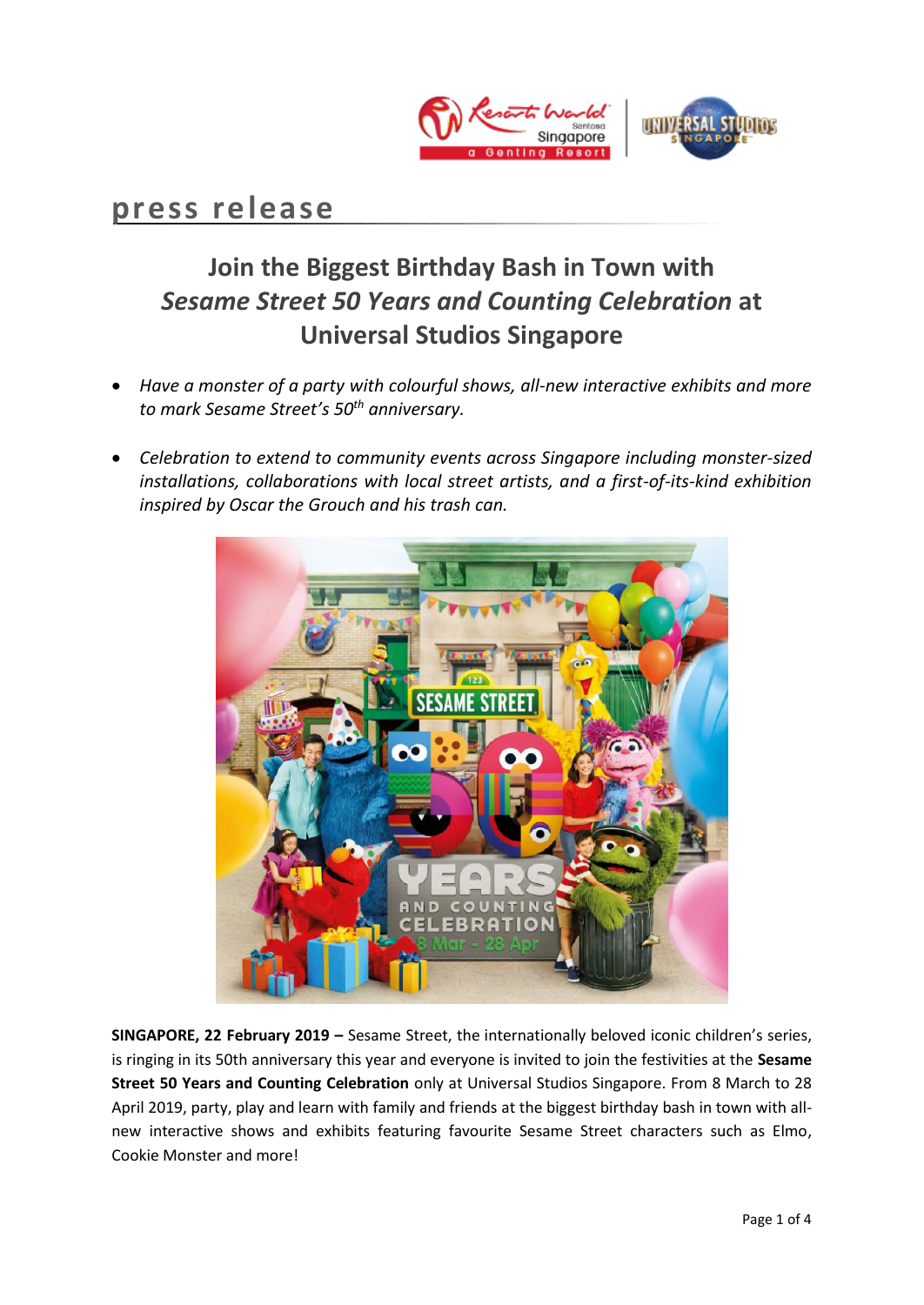# press release

## Join the Biggest Birthday Bash in Town with *Sesame Street 50 Years and Counting Celebration* at Universal Studios Singapore

- *Have a monster of a party with colourful shows, all-new interactive exhibits and more to mark Sesame Street's 50th anniversary.*

- *Celebration to extend to community events across Singapore including monster-sized installations, collaborations with local street artists, and a first-of-its-kind exhibition inspired by Oscar the Grouch and his trash can.*

**SINGAPORE, 22 February 2019 –** Sesame Street, the internationally beloved iconic children's series, is ringing in its 50th anniversary this year and everyone is invited to join the festivities at the **Sesame Street 50 Years and Counting Celebration** only at Universal Studios Singapore. From 8 March to 28 April 2019, party, play and learn with family and friends at the biggest birthday bash in town with all-new interactive shows and exhibits featuring favourite Sesame Street characters such as Elmo, Cookie Monster and more!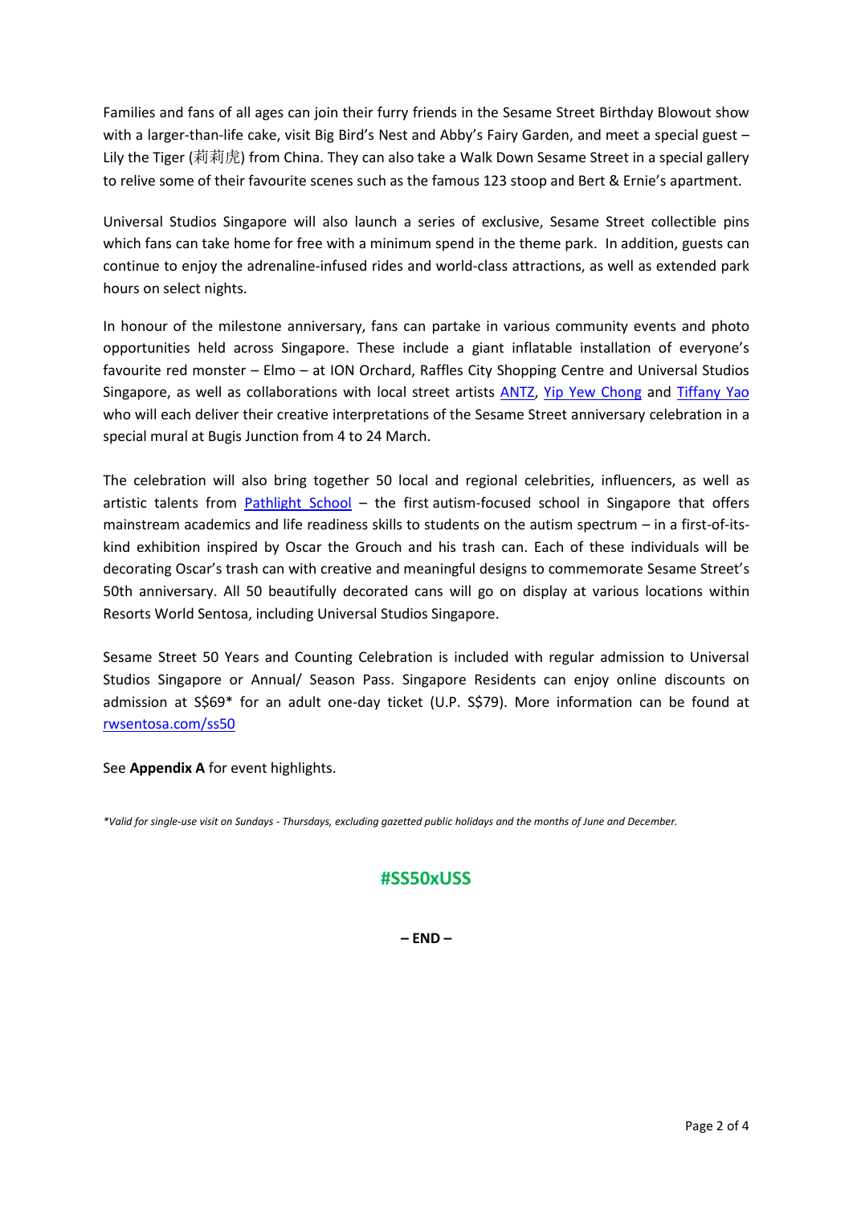Families and fans of all ages can join their furry friends in the Sesame Street Birthday Blowout show with a larger-than-life cake, visit Big Bird's Nest and Abby's Fairy Garden, and meet a special guest – Lily the Tiger (莉莉虎) from China. They can also take a Walk Down Sesame Street in a special gallery to relive some of their favourite scenes such as the famous 123 stoop and Bert & Ernie's apartment.

Universal Studios Singapore will also launch a series of exclusive, Sesame Street collectible pins which fans can take home for free with a minimum spend in the theme park. In addition, guests can continue to enjoy the adrenaline-infused rides and world-class attractions, as well as extended park hours on select nights.

In honour of the milestone anniversary, fans can partake in various community events and photo opportunities held across Singapore. These include a giant inflatable installation of everyone's favourite red monster – Elmo – at ION Orchard, Raffles City Shopping Centre and Universal Studios Singapore, as well as collaborations with local street artists ANTZ, Yip Yew Chong and Tiffany Yao who will each deliver their creative interpretations of the Sesame Street anniversary celebration in a special mural at Bugis Junction from 4 to 24 March.

The celebration will also bring together 50 local and regional celebrities, influencers, as well as artistic talents from Pathlight School – the first autism-focused school in Singapore that offers mainstream academics and life readiness skills to students on the autism spectrum – in a first-of-its-kind exhibition inspired by Oscar the Grouch and his trash can. Each of these individuals will be decorating Oscar's trash can with creative and meaningful designs to commemorate Sesame Street's 50th anniversary. All 50 beautifully decorated cans will go on display at various locations within Resorts World Sentosa, including Universal Studios Singapore.

Sesame Street 50 Years and Counting Celebration is included with regular admission to Universal Studios Singapore or Annual/ Season Pass. Singapore Residents can enjoy online discounts on admission at S$69* for an adult one-day ticket (U.P. S$79). More information can be found at rwsentosa.com/ss50

See **Appendix A** for event highlights.

*\*Valid for single-use visit on Sundays - Thursdays, excluding gazetted public holidays and the months of June and December.*

**#SS50xUSS**

**– END –**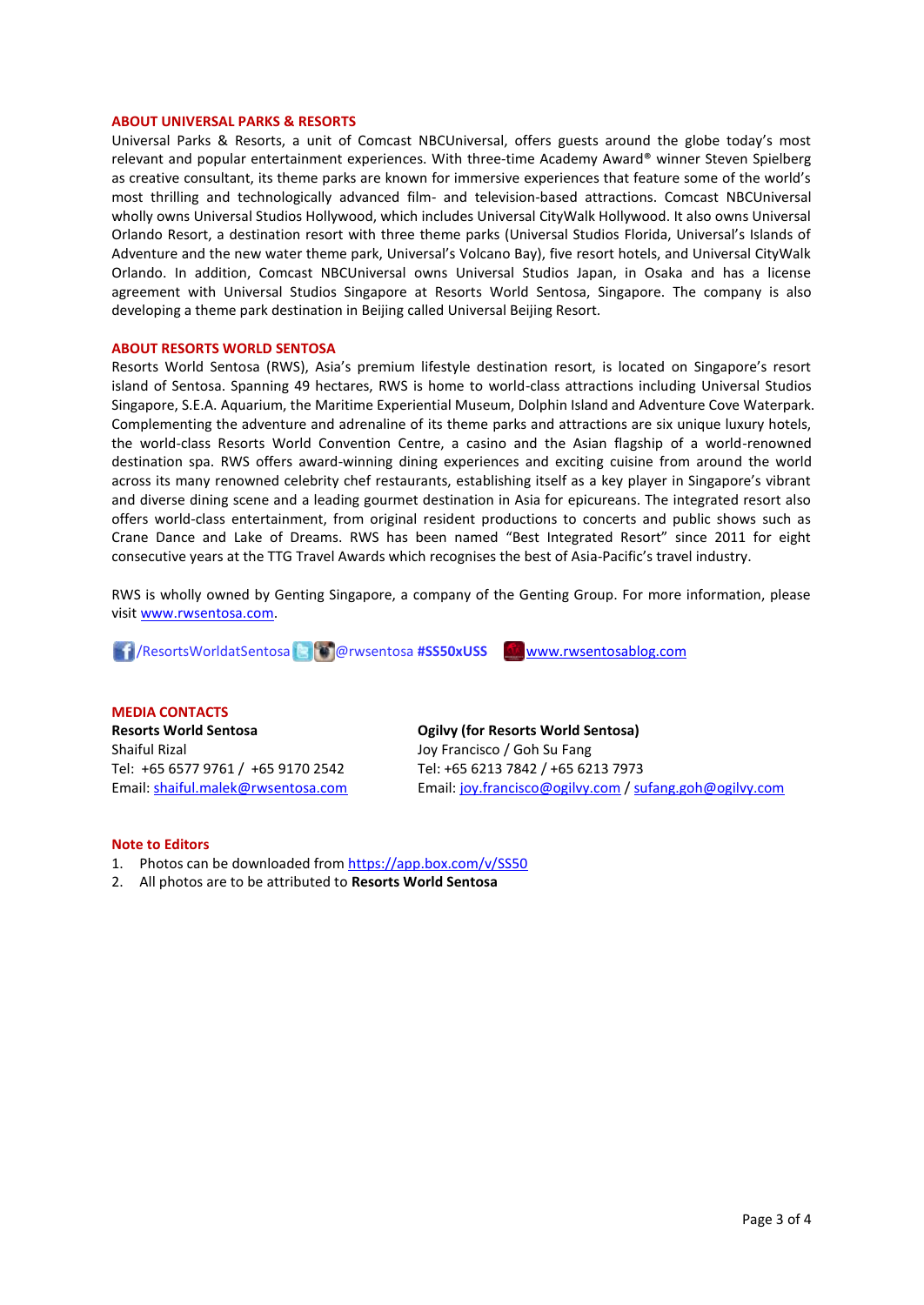## ABOUT UNIVERSAL PARKS & RESORTS

Universal Parks & Resorts, a unit of Comcast NBCUniversal, offers guests around the globe today's most relevant and popular entertainment experiences. With three-time Academy Award® winner Steven Spielberg as creative consultant, its theme parks are known for immersive experiences that feature some of the world's most thrilling and technologically advanced film- and television-based attractions. Comcast NBCUniversal wholly owns Universal Studios Hollywood, which includes Universal CityWalk Hollywood. It also owns Universal Orlando Resort, a destination resort with three theme parks (Universal Studios Florida, Universal's Islands of Adventure and the new water theme park, Universal's Volcano Bay), five resort hotels, and Universal CityWalk Orlando. In addition, Comcast NBCUniversal owns Universal Studios Japan, in Osaka and has a license agreement with Universal Studios Singapore at Resorts World Sentosa, Singapore. The company is also developing a theme park destination in Beijing called Universal Beijing Resort.

## ABOUT RESORTS WORLD SENTOSA

Resorts World Sentosa (RWS), Asia's premium lifestyle destination resort, is located on Singapore's resort island of Sentosa. Spanning 49 hectares, RWS is home to world-class attractions including Universal Studios Singapore, S.E.A. Aquarium, the Maritime Experiential Museum, Dolphin Island and Adventure Cove Waterpark. Complementing the adventure and adrenaline of its theme parks and attractions are six unique luxury hotels, the world-class Resorts World Convention Centre, a casino and the Asian flagship of a world-renowned destination spa. RWS offers award-winning dining experiences and exciting cuisine from around the world across its many renowned celebrity chef restaurants, establishing itself as a key player in Singapore's vibrant and diverse dining scene and a leading gourmet destination in Asia for epicureans. The integrated resort also offers world-class entertainment, from original resident productions to concerts and public shows such as Crane Dance and Lake of Dreams. RWS has been named "Best Integrated Resort" since 2011 for eight consecutive years at the TTG Travel Awards which recognises the best of Asia-Pacific's travel industry.

RWS is wholly owned by Genting Singapore, a company of the Genting Group. For more information, please visit www.rwsentosa.com.

/ResortsWorldatSentosa @rwsentosa **#SS50xUSS** www.rwsentosablog.com

## MEDIA CONTACTS

**Resorts World Sentosa**
Shaiful Rizal
Tel: +65 6577 9761 / +65 9170 2542
Email: shaiful.malek@rwsentosa.com

**Ogilvy (for Resorts World Sentosa)**
Joy Francisco / Goh Su Fang
Tel: +65 6213 7842 / +65 6213 7973
Email: joy.francisco@ogilvy.com / sufang.goh@ogilvy.com

## Note to Editors

1. Photos can be downloaded from https://app.box.com/v/SS50
2. All photos are to be attributed to **Resorts World Sentosa**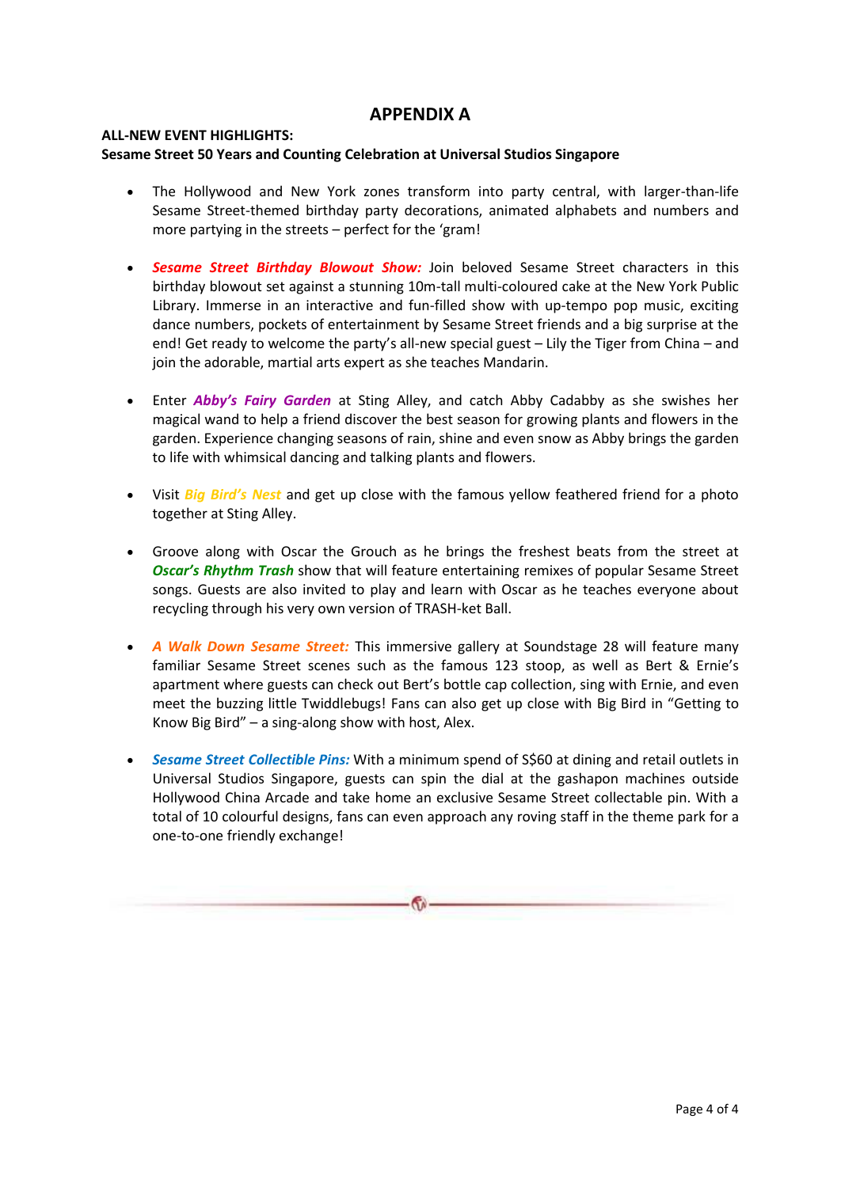# APPENDIX A

**ALL-NEW EVENT HIGHLIGHTS:**
**Sesame Street 50 Years and Counting Celebration at Universal Studios Singapore**

- The Hollywood and New York zones transform into party central, with larger-than-life Sesame Street-themed birthday party decorations, animated alphabets and numbers and more partying in the streets – perfect for the 'gram!

- ***Sesame Street Birthday Blowout Show:*** Join beloved Sesame Street characters in this birthday blowout set against a stunning 10m-tall multi-coloured cake at the New York Public Library. Immerse in an interactive and fun-filled show with up-tempo pop music, exciting dance numbers, pockets of entertainment by Sesame Street friends and a big surprise at the end! Get ready to welcome the party's all-new special guest – Lily the Tiger from China – and join the adorable, martial arts expert as she teaches Mandarin.

- Enter ***Abby's Fairy Garden*** at Sting Alley, and catch Abby Cadabby as she swishes her magical wand to help a friend discover the best season for growing plants and flowers in the garden. Experience changing seasons of rain, shine and even snow as Abby brings the garden to life with whimsical dancing and talking plants and flowers.

- Visit ***Big Bird's Nest*** and get up close with the famous yellow feathered friend for a photo together at Sting Alley.

- Groove along with Oscar the Grouch as he brings the freshest beats from the street at ***Oscar's Rhythm Trash*** show that will feature entertaining remixes of popular Sesame Street songs. Guests are also invited to play and learn with Oscar as he teaches everyone about recycling through his very own version of TRASH-ket Ball.

- ***A Walk Down Sesame Street:*** This immersive gallery at Soundstage 28 will feature many familiar Sesame Street scenes such as the famous 123 stoop, as well as Bert & Ernie's apartment where guests can check out Bert's bottle cap collection, sing with Ernie, and even meet the buzzing little Twiddlebugs! Fans can also get up close with Big Bird in "Getting to Know Big Bird" – a sing-along show with host, Alex.

- ***Sesame Street Collectible Pins:*** With a minimum spend of S$60 at dining and retail outlets in Universal Studios Singapore, guests can spin the dial at the gashapon machines outside Hollywood China Arcade and take home an exclusive Sesame Street collectable pin. With a total of 10 colourful designs, fans can even approach any roving staff in the theme park for a one-to-one friendly exchange!